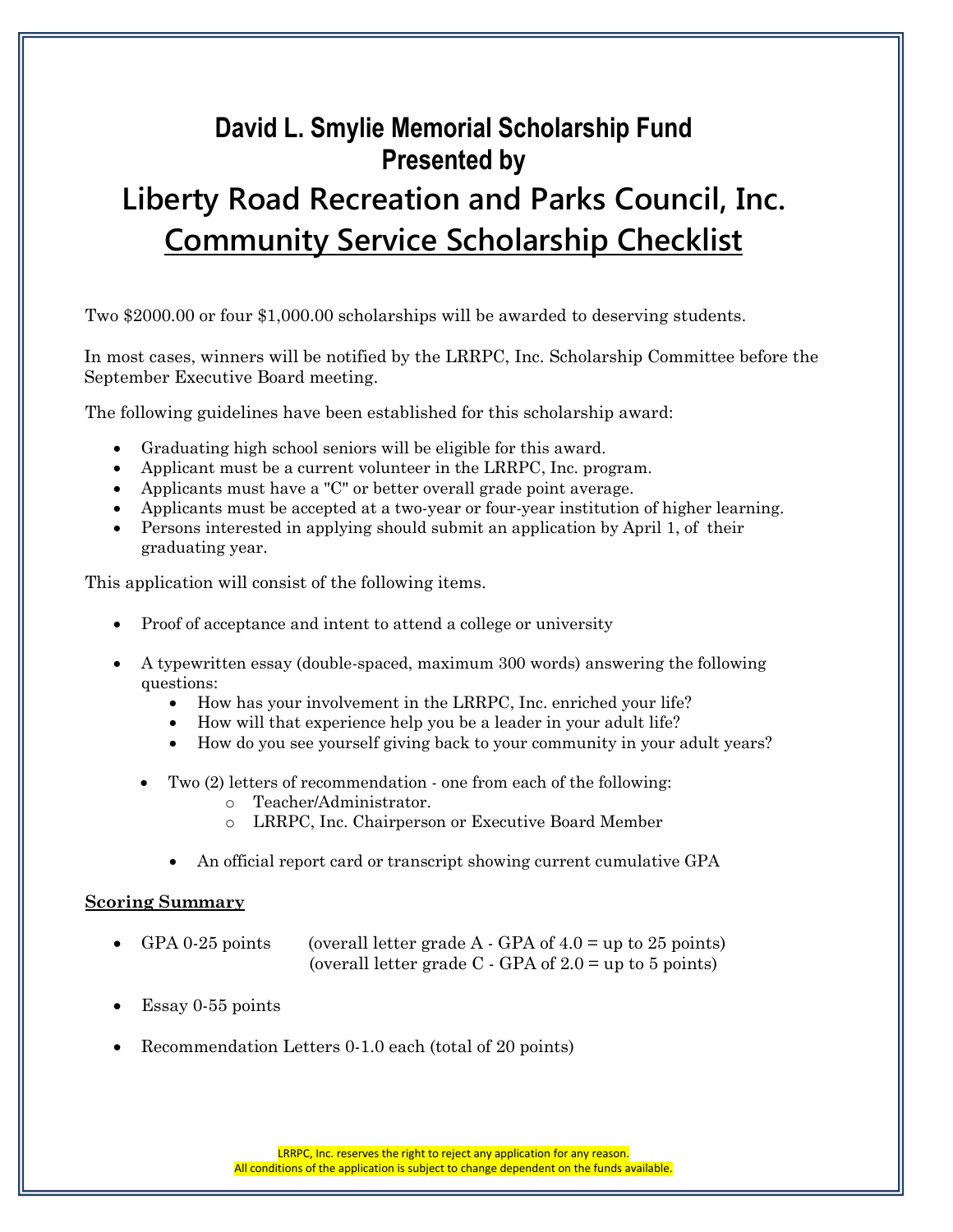# David L. Smylie Memorial Scholarship Fund
# Presented by
# Liberty Road Recreation and Parks Council, Inc.
# Community Service Scholarship Checklist

Two $2000.00 or four $1,000.00 scholarships will be awarded to deserving students.

In most cases, winners will be notified by the LRRPC, Inc. Scholarship Committee before the September Executive Board meeting.

The following guidelines have been established for this scholarship award:

- Graduating high school seniors will be eligible for this award.
- Applicant must be a current volunteer in the LRRPC, Inc. program.
- Applicants must have a "C" or better overall grade point average.
- Applicants must be accepted at a two-year or four-year institution of higher learning.
- Persons interested in applying should submit an application by April 1, of their graduating year.

This application will consist of the following items.

- Proof of acceptance and intent to attend a college or university
- A typewritten essay (double-spaced, maximum 300 words) answering the following questions:
  - How has your involvement in the LRRPC, Inc. enriched your life?
  - How will that experience help you be a leader in your adult life?
  - How do you see yourself giving back to your community in your adult years?
- Two (2) letters of recommendation - one from each of the following:
  - Teacher/Administrator.
  - LRRPC, Inc. Chairperson or Executive Board Member
- An official report card or transcript showing current cumulative GPA

**Scoring Summary**

- GPA 0-25 points (overall letter grade A - GPA of 4.0 = up to 25 points)
  (overall letter grade C - GPA of 2.0 = up to 5 points)
- Essay 0-55 points
- Recommendation Letters 0-1.0 each (total of 20 points)

LRRPC, Inc. reserves the right to reject any application for any reason.
All conditions of the application is subject to change dependent on the funds available.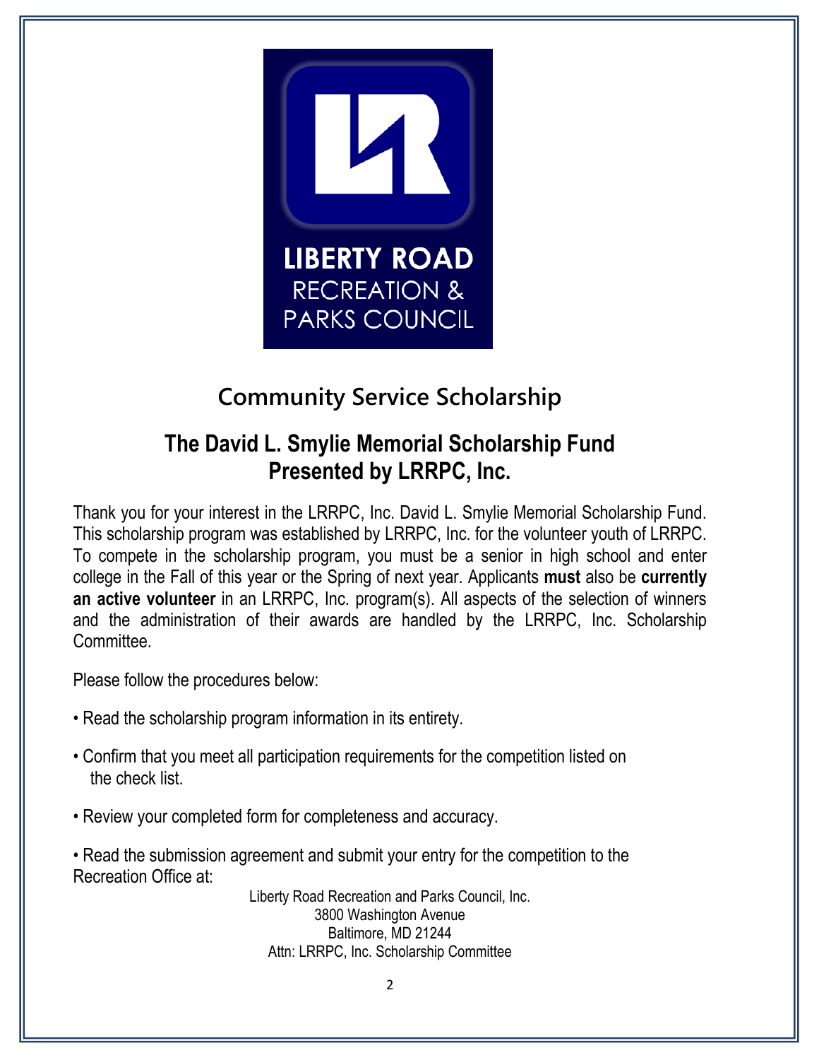LIBERTY ROAD
RECREATION &
PARKS COUNCIL

## Community Service Scholarship

## The David L. Smylie Memorial Scholarship Fund
## Presented by LRRPC, Inc.

Thank you for your interest in the LRRPC, Inc. David L. Smylie Memorial Scholarship Fund. This scholarship program was established by LRRPC, Inc. for the volunteer youth of LRRPC. To compete in the scholarship program, you must be a senior in high school and enter college in the Fall of this year or the Spring of next year. Applicants **must** also be **currently an active volunteer** in an LRRPC, Inc. program(s). All aspects of the selection of winners and the administration of their awards are handled by the LRRPC, Inc. Scholarship Committee.

Please follow the procedures below:

- Read the scholarship program information in its entirety.
- Confirm that you meet all participation requirements for the competition listed on the check list.
- Review your completed form for completeness and accuracy.
- Read the submission agreement and submit your entry for the competition to the Recreation Office at:

Liberty Road Recreation and Parks Council, Inc.
3800 Washington Avenue
Baltimore, MD 21244
Attn: LRRPC, Inc. Scholarship Committee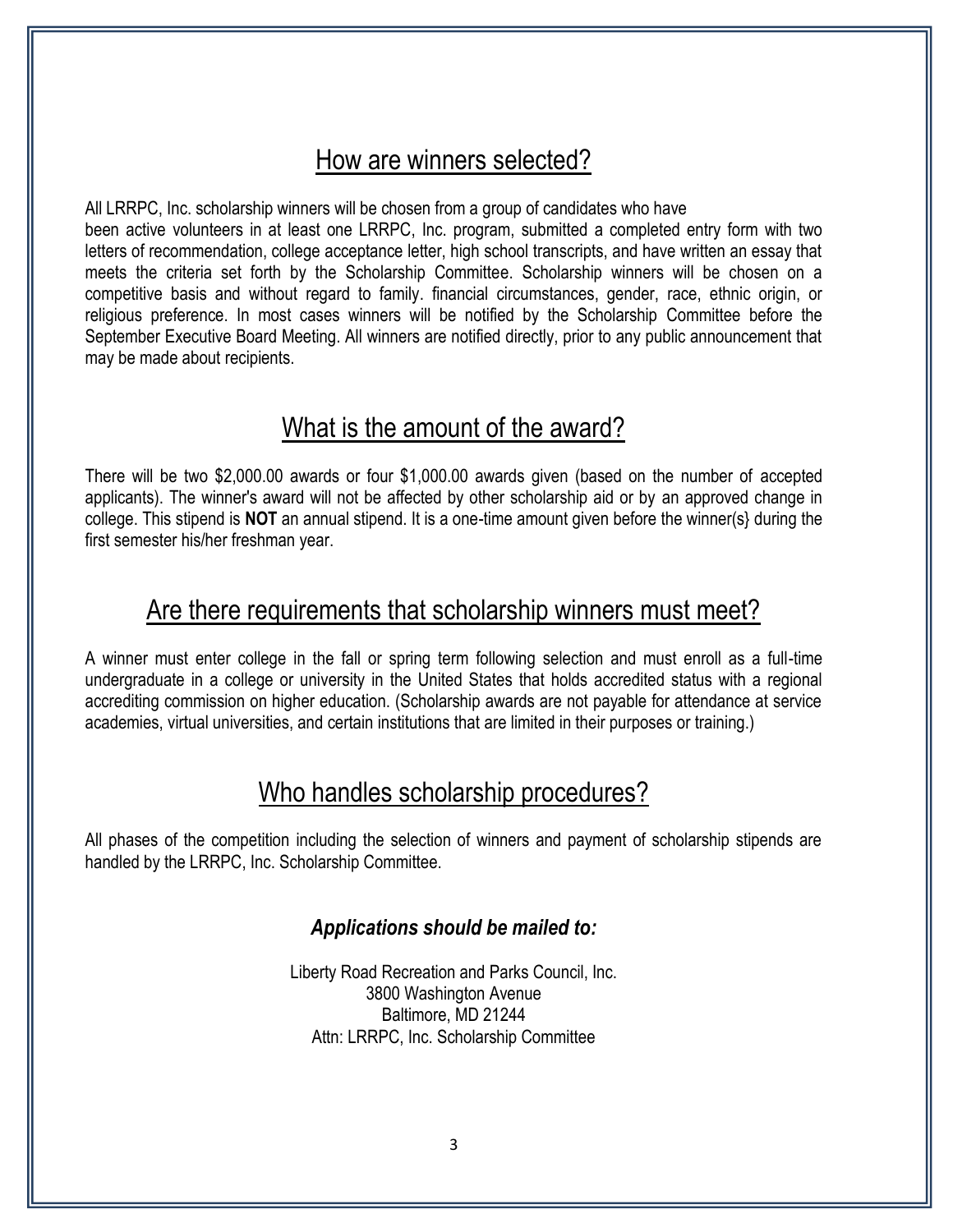## How are winners selected?

All LRRPC, Inc. scholarship winners will be chosen from a group of candidates who have been active volunteers in at least one LRRPC, Inc. program, submitted a completed entry form with two letters of recommendation, college acceptance letter, high school transcripts, and have written an essay that meets the criteria set forth by the Scholarship Committee. Scholarship winners will be chosen on a competitive basis and without regard to family. financial circumstances, gender, race, ethnic origin, or religious preference. In most cases winners will be notified by the Scholarship Committee before the September Executive Board Meeting. All winners are notified directly, prior to any public announcement that may be made about recipients.

## What is the amount of the award?

There will be two $2,000.00 awards or four $1,000.00 awards given (based on the number of accepted applicants). The winner's award will not be affected by other scholarship aid or by an approved change in college. This stipend is **NOT** an annual stipend. It is a one-time amount given before the winner(s} during the first semester his/her freshman year.

## Are there requirements that scholarship winners must meet?

A winner must enter college in the fall or spring term following selection and must enroll as a full-time undergraduate in a college or university in the United States that holds accredited status with a regional accrediting commission on higher education. (Scholarship awards are not payable for attendance at service academies, virtual universities, and certain institutions that are limited in their purposes or training.)

## Who handles scholarship procedures?

All phases of the competition including the selection of winners and payment of scholarship stipends are handled by the LRRPC, Inc. Scholarship Committee.

***Applications should be mailed to:***

Liberty Road Recreation and Parks Council, Inc.
3800 Washington Avenue
Baltimore, MD 21244
Attn: LRRPC, Inc. Scholarship Committee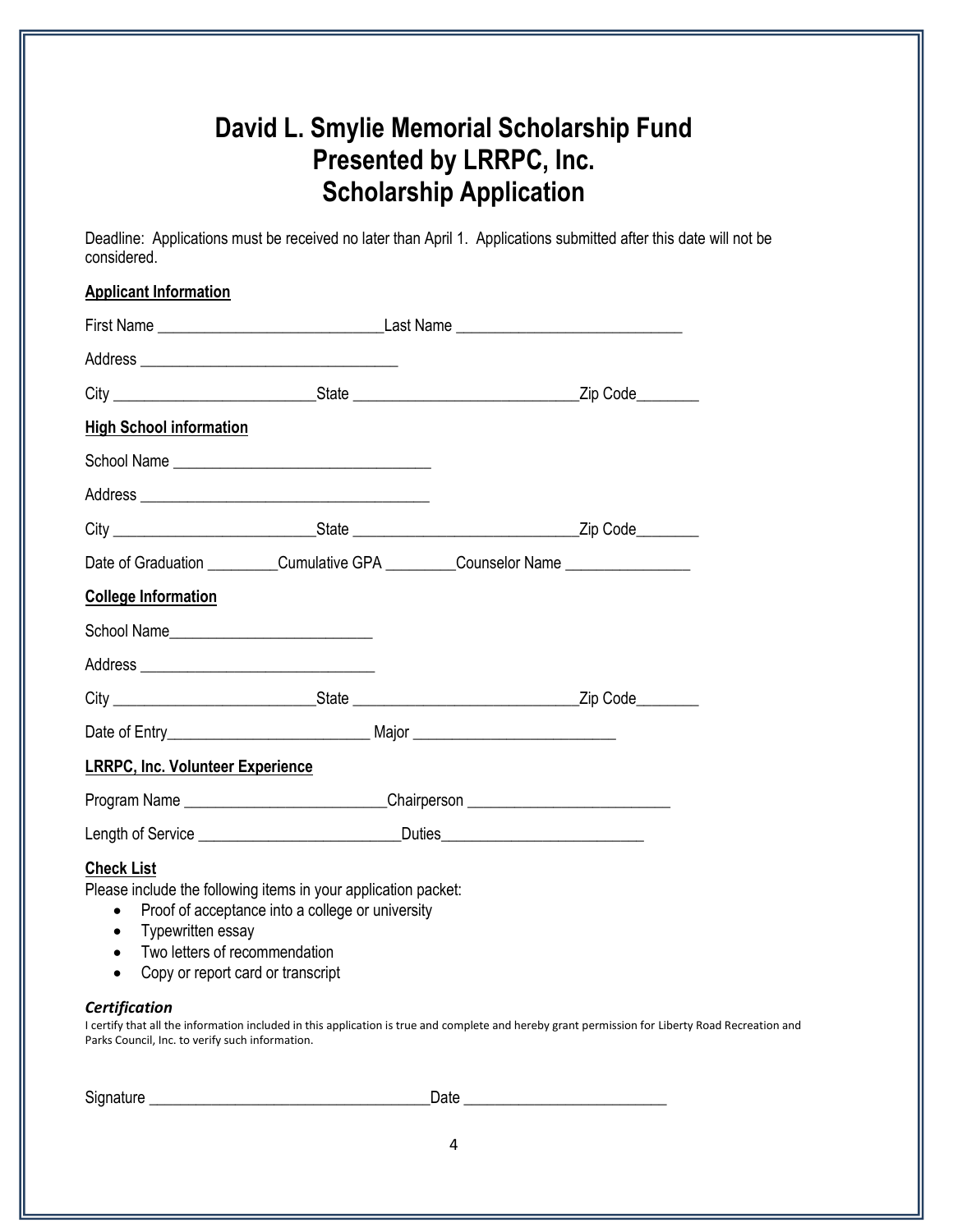# David L. Smylie Memorial Scholarship Fund
# Presented by LRRPC, Inc.
# Scholarship Application

Deadline: Applications must be received no later than April 1. Applications submitted after this date will not be considered.

**Applicant Information**

First Name ____________________________Last Name ____________________________

Address ________________________________

City _________________________State ____________________________Zip Code________

**High School information**

School Name ________________________________

Address ____________________________________

City _________________________State ____________________________Zip Code________

Date of Graduation _________Cumulative GPA _________Counselor Name ________________

**College Information**

School Name_________________________

Address _____________________________

City _________________________State ____________________________Zip Code________

Date of Entry_________________________ Major _________________________

**LRRPC, Inc. Volunteer Experience**

Program Name _________________________Chairperson _________________________

Length of Service _________________________Duties_________________________

**Check List**

Please include the following items in your application packet:

- Proof of acceptance into a college or university
- Typewritten essay
- Two letters of recommendation
- Copy or report card or transcript

***Certification***

I certify that all the information included in this application is true and complete and hereby grant permission for Liberty Road Recreation and Parks Council, Inc. to verify such information.

Signature ___________________________________Date _________________________